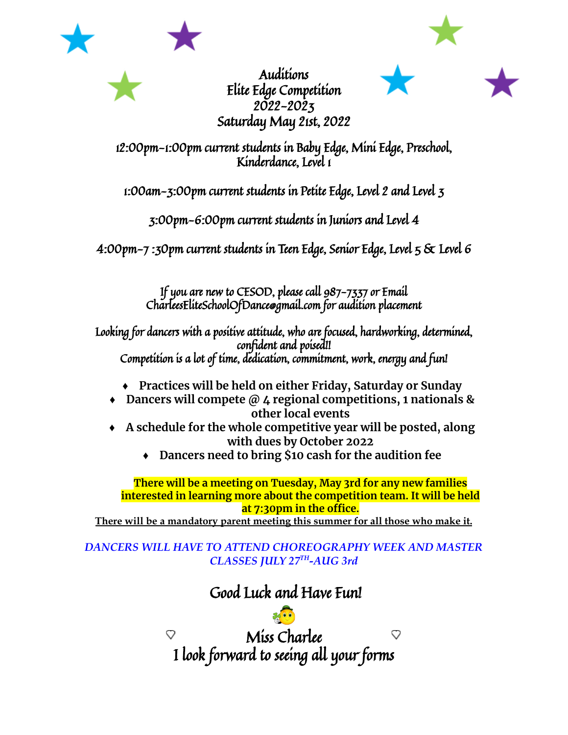# Auditions
# Elite Edge Competition
# 2022-2023
# Saturday May 21st, 2022

12:00pm-1:00pm current students in Baby Edge, Mini Edge, Preschool, Kinderdance, Level 1

1:00am-3:00pm current students in Petite Edge, Level 2 and Level 3

3:00pm-6:00pm current students in Juniors and Level 4

4:00pm-7 :30pm current students in Teen Edge, Senior Edge, Level 5 & Level 6

If you are new to CESOD, please call 987-7337 or Email CharleesEliteSchoolOfDance@gmail.com for audition placement

Looking for dancers with a positive attitude, who are focused, hardworking, determined, confident and poised!!
Competition is a lot of time, dedication, commitment, work, energy and fun!

- **Practices will be held on either Friday, Saturday or Sunday**
- **Dancers will compete @ 4 regional competitions, 1 nationals & other local events**
- **A schedule for the whole competitive year will be posted, along with dues by October 2022**
- **Dancers need to bring $10 cash for the audition fee**

**There will be a meeting on Tuesday, May 3rd for any new families interested in learning more about the competition team. It will be held at 7:30pm in the office.**

**There will be a mandatory parent meeting this summer for all those who make it.**

*DANCERS WILL HAVE TO ATTEND CHOREOGRAPHY WEEK AND MASTER CLASSES JULY 27TH-AUG 3rd*

Good Luck and Have Fun!

Miss Charlee

I look forward to seeing all your forms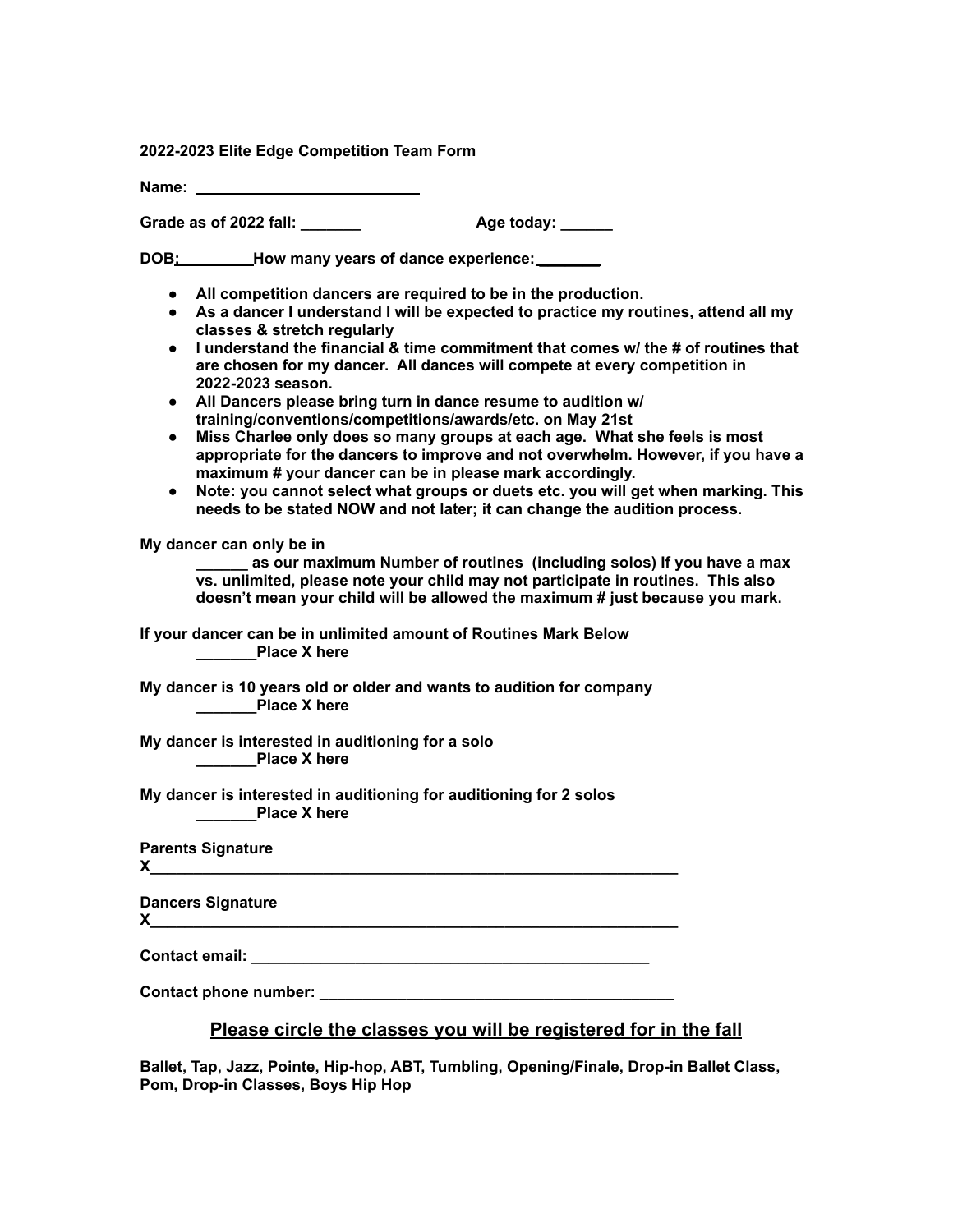**2022-2023 Elite Edge Competition Team Form**

**Name:** ___________________________

**Grade as of 2022 fall:** _______ **Age today:** ______

**DOB:** _________ **How many years of dance experience:** _______

- **All competition dancers are required to be in the production.**
- **As a dancer I understand I will be expected to practice my routines, attend all my classes & stretch regularly**
- **I understand the financial & time commitment that comes w/ the # of routines that are chosen for my dancer. All dances will compete at every competition in 2022-2023 season.**
- **All Dancers please bring turn in dance resume to audition w/ training/conventions/competitions/awards/etc. on May 21st**
- **Miss Charlee only does so many groups at each age. What she feels is most appropriate for the dancers to improve and not overwhelm. However, if you have a maximum # your dancer can be in please mark accordingly.**
- **Note: you cannot select what groups or duets etc. you will get when marking. This needs to be stated NOW and not later; it can change the audition process.**

**My dancer can only be in**

**______ as our maximum Number of routines (including solos) If you have a max vs. unlimited, please note your child may not participate in routines. This also doesn't mean your child will be allowed the maximum # just because you mark.**

**If your dancer can be in unlimited amount of Routines Mark Below**

**_______Place X here**

**My dancer is 10 years old or older and wants to audition for company**

**_______Place X here**

**My dancer is interested in auditioning for a solo**

**_______Place X here**

**My dancer is interested in auditioning for auditioning for 2 solos**

**_______Place X here**

**Parents Signature**

**X**_______________________________________________________________

**Dancers Signature**

**X**_______________________________________________________________

**Contact email:** ______________________________________________

**Contact phone number:** _________________________________________

## Please circle the classes you will be registered for in the fall

**Ballet, Tap, Jazz, Pointe, Hip-hop, ABT, Tumbling, Opening/Finale, Drop-in Ballet Class, Pom, Drop-in Classes, Boys Hip Hop**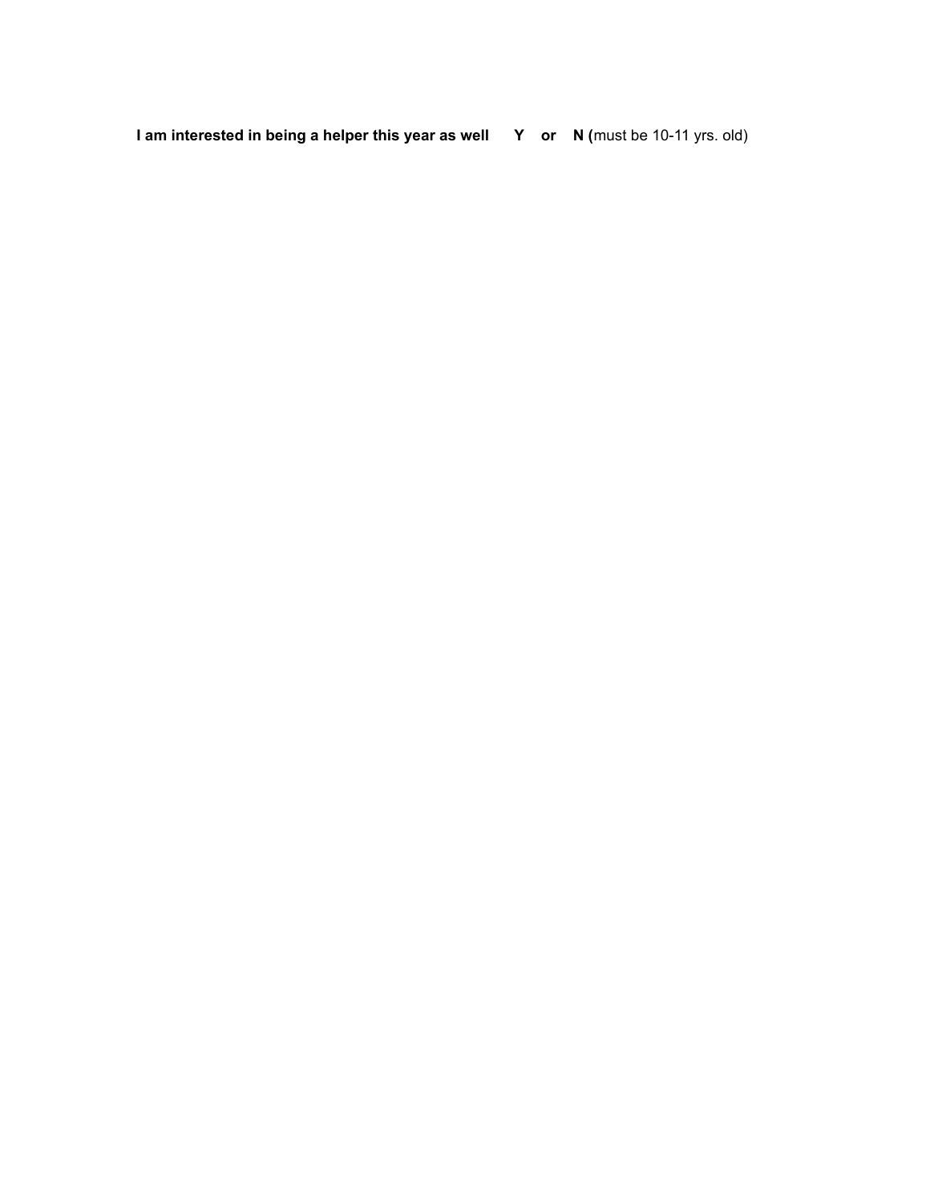**I am interested in being a helper this year as well Y or N (**must be 10-11 yrs. old)